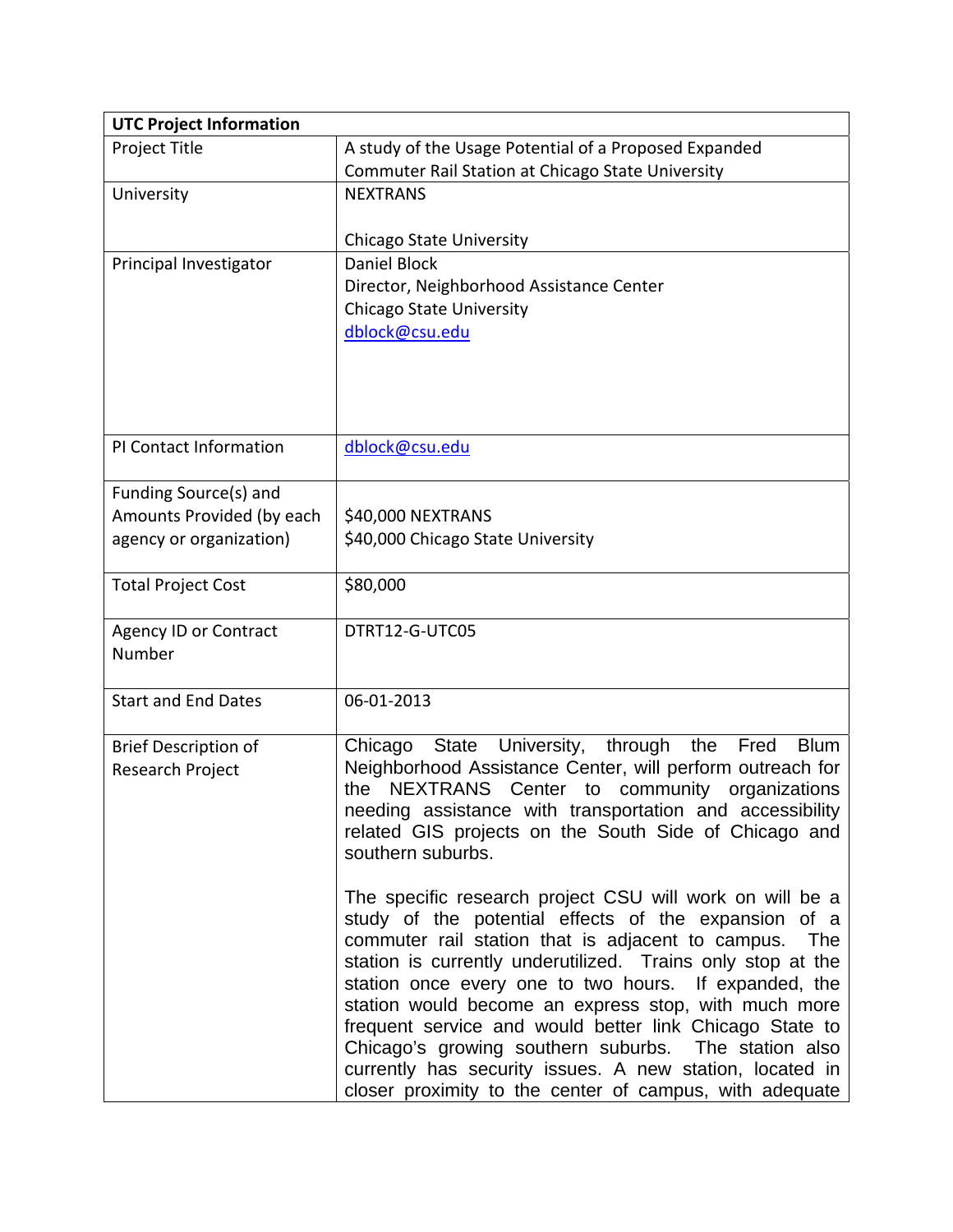| UTC Project Information | |
|---|---|
| Project Title | A study of the Usage Potential of a Proposed Expanded Commuter Rail Station at Chicago State University |
| University | NEXTRANS<br><br>Chicago State University |
| Principal Investigator | Daniel Block<br>Director, Neighborhood Assistance Center<br>Chicago State University<br>dblock@csu.edu |
| PI Contact Information | dblock@csu.edu |
| Funding Source(s) and Amounts Provided (by each agency or organization) | $40,000 NEXTRANS<br>$40,000 Chicago State University |
| Total Project Cost | $80,000 |
| Agency ID or Contract Number | DTRT12-G-UTC05 |
| Start and End Dates | 06-01-2013 |
| Brief Description of Research Project | Chicago State University, through the Fred Blum Neighborhood Assistance Center, will perform outreach for the NEXTRANS Center to community organizations needing assistance with transportation and accessibility related GIS projects on the South Side of Chicago and southern suburbs.<br><br>The specific research project CSU will work on will be a study of the potential effects of the expansion of a commuter rail station that is adjacent to campus. The station is currently underutilized. Trains only stop at the station once every one to two hours. If expanded, the station would become an express stop, with much more frequent service and would better link Chicago State to Chicago's growing southern suburbs. The station also currently has security issues. A new station, located in closer proximity to the center of campus, with adequate |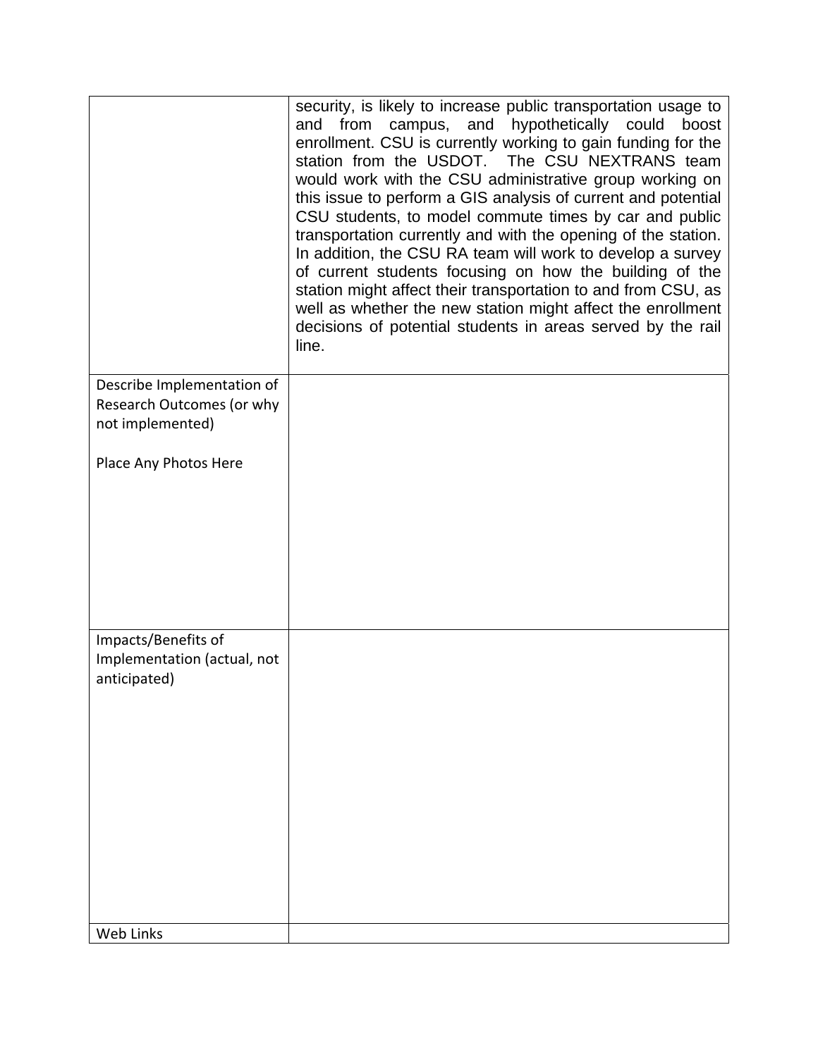|  |  |
|---|---|
|  | security, is likely to increase public transportation usage to and from campus, and hypothetically could boost enrollment. CSU is currently working to gain funding for the station from the USDOT. The CSU NEXTRANS team would work with the CSU administrative group working on this issue to perform a GIS analysis of current and potential CSU students, to model commute times by car and public transportation currently and with the opening of the station. In addition, the CSU RA team will work to develop a survey of current students focusing on how the building of the station might affect their transportation to and from CSU, as well as whether the new station might affect the enrollment decisions of potential students in areas served by the rail line. |
| Describe Implementation of Research Outcomes (or why not implemented)<br><br>Place Any Photos Here |  |
| Impacts/Benefits of Implementation (actual, not anticipated) |  |
| Web Links |  |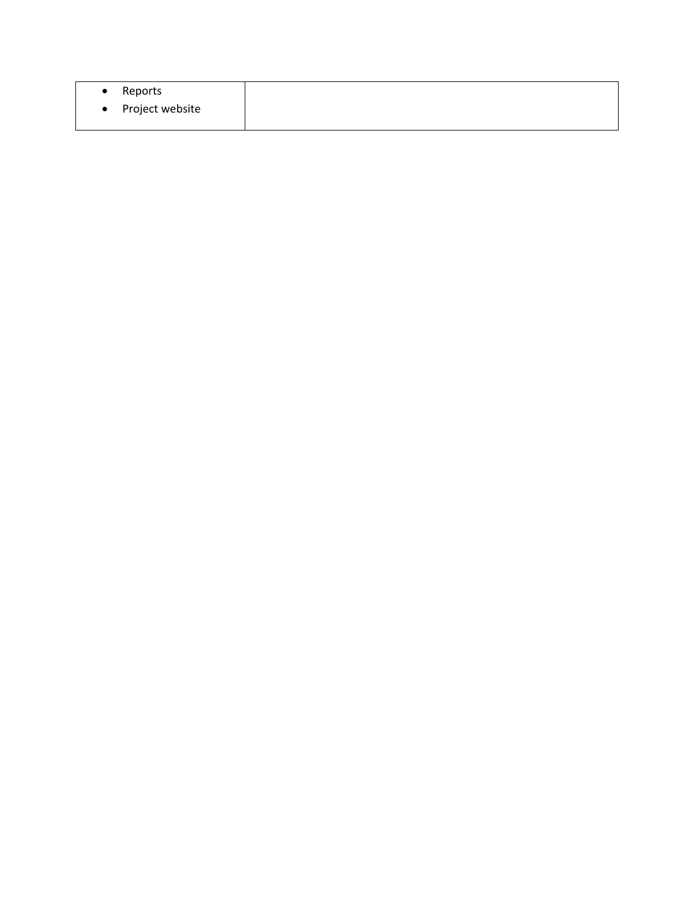| | |
|---|---|
| • Reports<br>• Project website | |